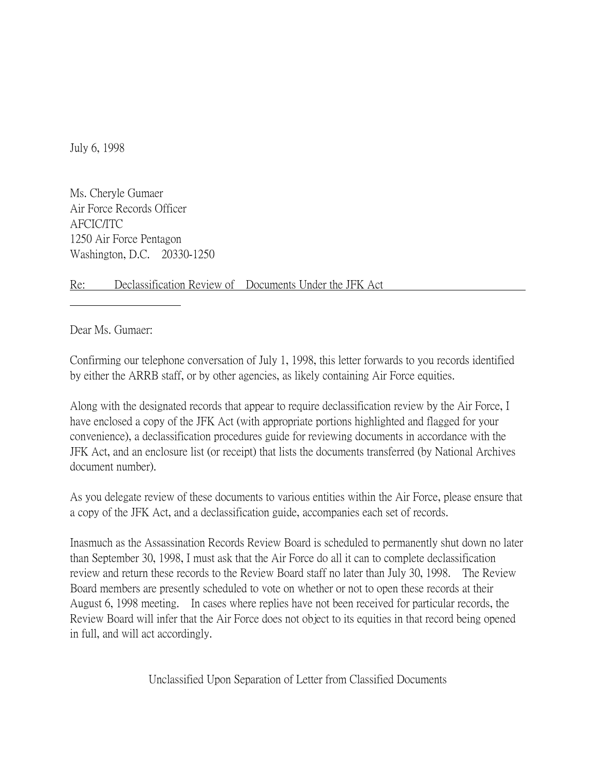July 6, 1998

Ms. Cheryle Gumaer
Air Force Records Officer
AFCIC/ITC
1250 Air Force Pentagon
Washington, D.C. 20330-1250

Re: Declassification Review of Documents Under the JFK Act

Dear Ms. Gumaer:

Confirming our telephone conversation of July 1, 1998, this letter forwards to you records identified by either the ARRB staff, or by other agencies, as likely containing Air Force equities.

Along with the designated records that appear to require declassification review by the Air Force, I have enclosed a copy of the JFK Act (with appropriate portions highlighted and flagged for your convenience), a declassification procedures guide for reviewing documents in accordance with the JFK Act, and an enclosure list (or receipt) that lists the documents transferred (by National Archives document number).

As you delegate review of these documents to various entities within the Air Force, please ensure that a copy of the JFK Act, and a declassification guide, accompanies each set of records.

Inasmuch as the Assassination Records Review Board is scheduled to permanently shut down no later than September 30, 1998, I must ask that the Air Force do all it can to complete declassification review and return these records to the Review Board staff no later than July 30, 1998. The Review Board members are presently scheduled to vote on whether or not to open these records at their August 6, 1998 meeting. In cases where replies have not been received for particular records, the Review Board will infer that the Air Force does not object to its equities in that record being opened in full, and will act accordingly.

Unclassified Upon Separation of Letter from Classified Documents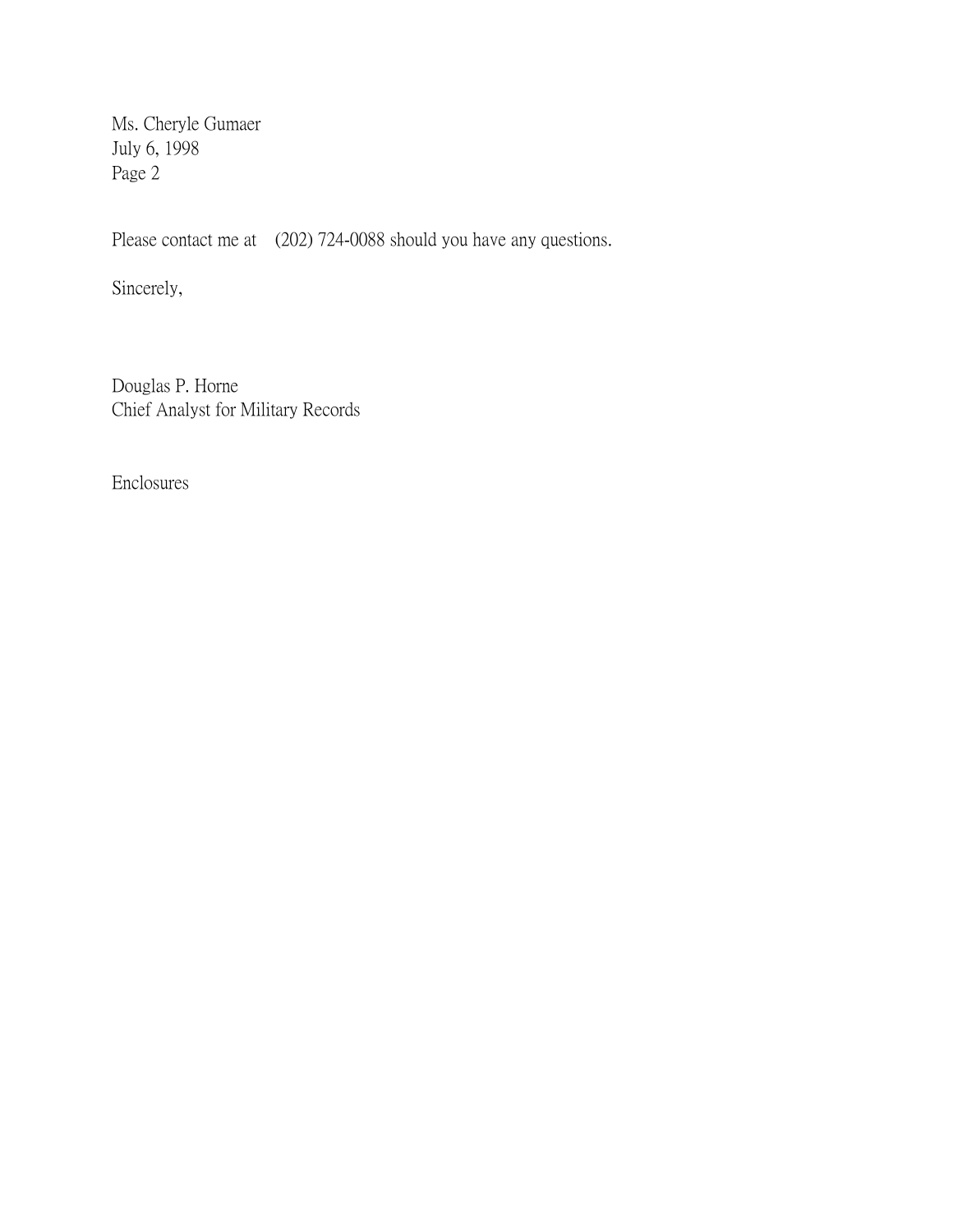Please contact me at (202) 724-0088 should you have any questions.

Sincerely,

Douglas P. Horne
Chief Analyst for Military Records

Enclosures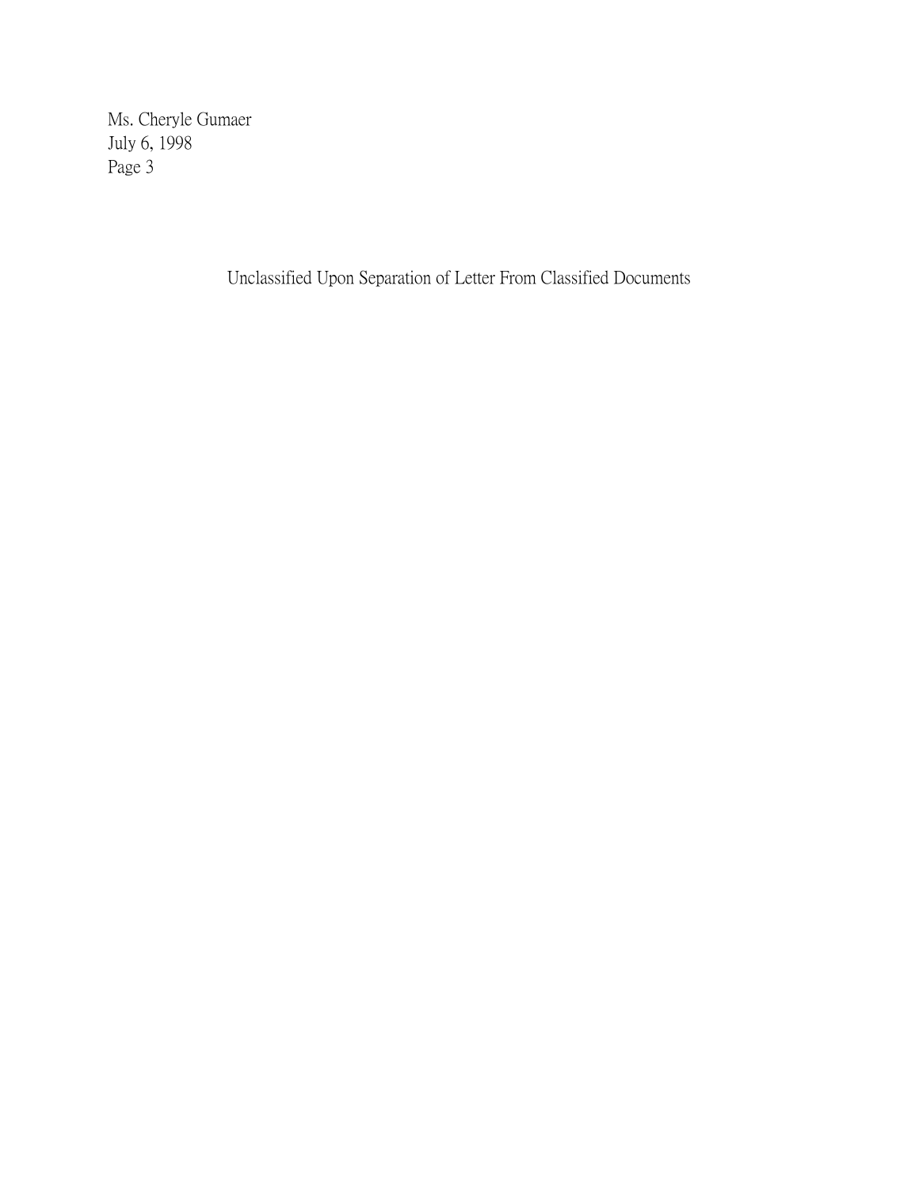Unclassified Upon Separation of Letter From Classified Documents